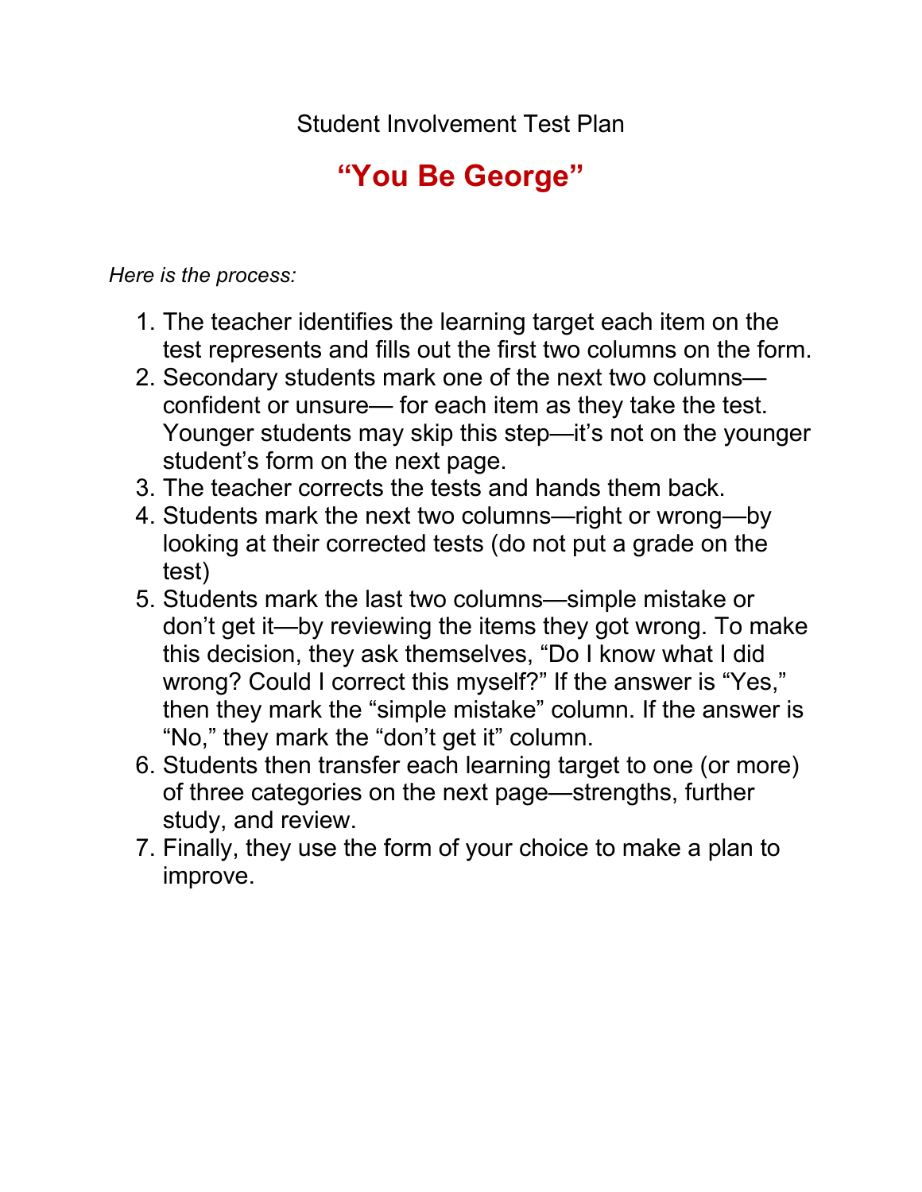Student Involvement Test Plan

# **“You Be George”**

*Here is the process:*

1. The teacher identifies the learning target each item on the test represents and fills out the first two columns on the form.
2. Secondary students mark one of the next two columns—confident or unsure— for each item as they take the test. Younger students may skip this step—it’s not on the younger student’s form on the next page.
3. The teacher corrects the tests and hands them back.
4. Students mark the next two columns—right or wrong—by looking at their corrected tests (do not put a grade on the test)
5. Students mark the last two columns—simple mistake or don’t get it—by reviewing the items they got wrong. To make this decision, they ask themselves, “Do I know what I did wrong? Could I correct this myself?” If the answer is “Yes,” then they mark the “simple mistake” column. If the answer is “No,” they mark the “don’t get it” column.
6. Students then transfer each learning target to one (or more) of three categories on the next page—strengths, further study, and review.
7. Finally, they use the form of your choice to make a plan to improve.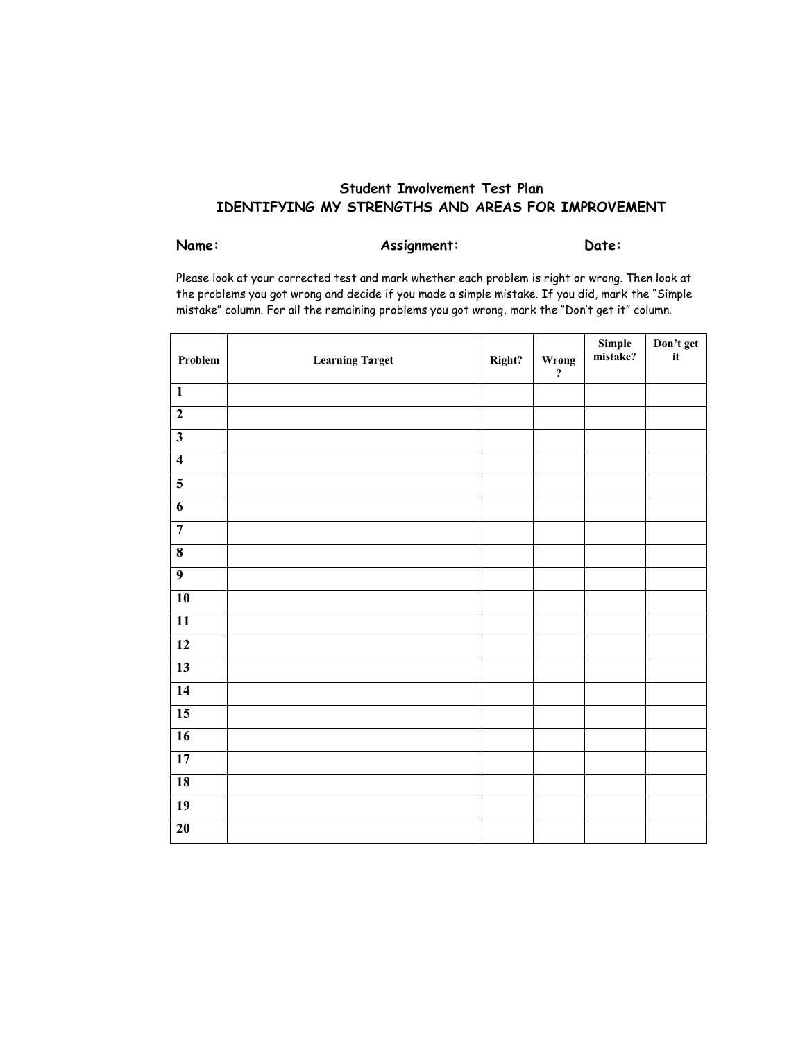## Student Involvement Test Plan
## IDENTIFYING MY STRENGTHS AND AREAS FOR IMPROVEMENT

**Name:** **Assignment:** **Date:**

Please look at your corrected test and mark whether each problem is right or wrong. Then look at the problems you got wrong and decide if you made a simple mistake. If you did, mark the "Simple mistake" column. For all the remaining problems you got wrong, mark the "Don't get it" column.

| Problem | Learning Target | Right? | Wrong ? | Simple mistake? | Don't get it |
|---|---|---|---|---|---|
| 1 | | | | | |
| 2 | | | | | |
| 3 | | | | | |
| 4 | | | | | |
| 5 | | | | | |
| 6 | | | | | |
| 7 | | | | | |
| 8 | | | | | |
| 9 | | | | | |
| 10 | | | | | |
| 11 | | | | | |
| 12 | | | | | |
| 13 | | | | | |
| 14 | | | | | |
| 15 | | | | | |
| 16 | | | | | |
| 17 | | | | | |
| 18 | | | | | |
| 19 | | | | | |
| 20 | | | | | |